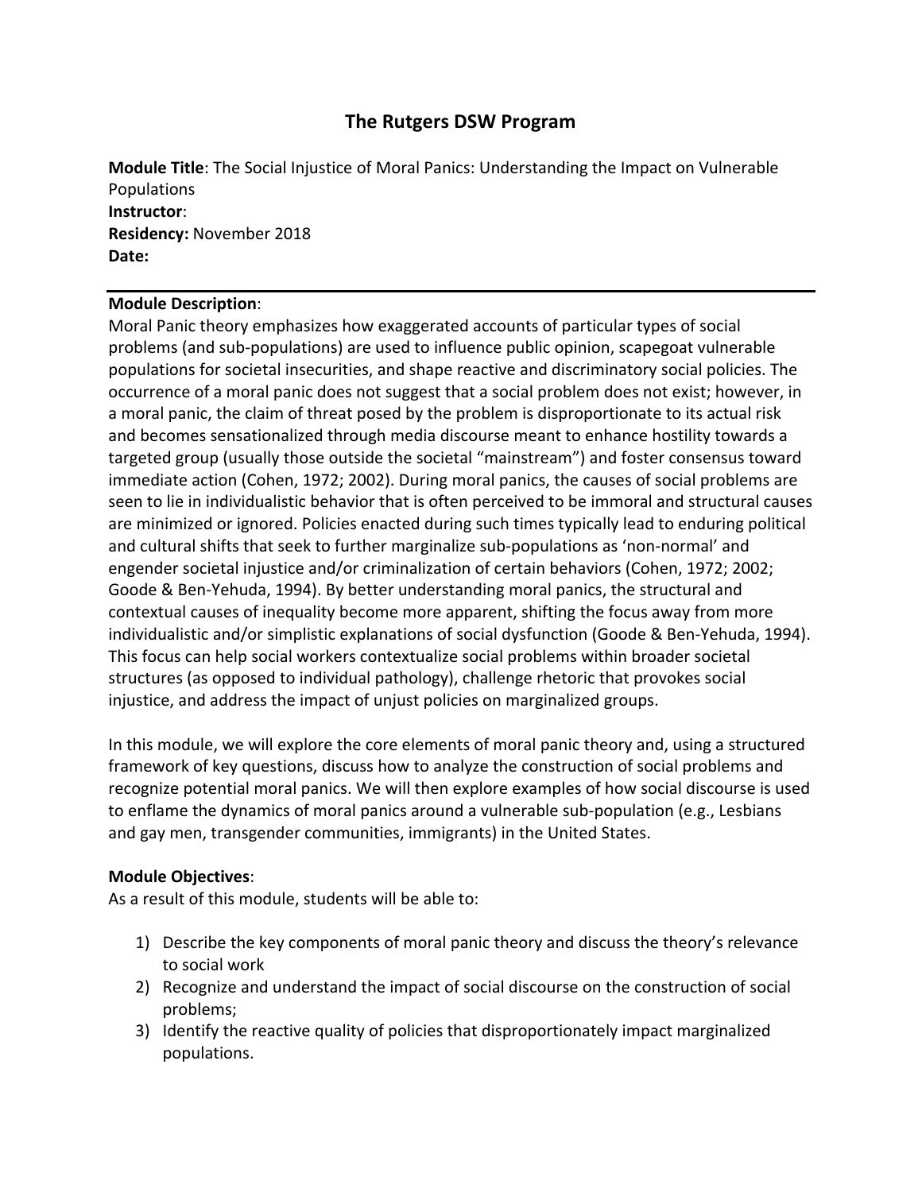# The Rutgers DSW Program

**Module Title**: The Social Injustice of Moral Panics: Understanding the Impact on Vulnerable Populations
**Instructor**:
**Residency:** November 2018
**Date:**

---

**Module Description**:
Moral Panic theory emphasizes how exaggerated accounts of particular types of social problems (and sub-populations) are used to influence public opinion, scapegoat vulnerable populations for societal insecurities, and shape reactive and discriminatory social policies. The occurrence of a moral panic does not suggest that a social problem does not exist; however, in a moral panic, the claim of threat posed by the problem is disproportionate to its actual risk and becomes sensationalized through media discourse meant to enhance hostility towards a targeted group (usually those outside the societal "mainstream") and foster consensus toward immediate action (Cohen, 1972; 2002). During moral panics, the causes of social problems are seen to lie in individualistic behavior that is often perceived to be immoral and structural causes are minimized or ignored. Policies enacted during such times typically lead to enduring political and cultural shifts that seek to further marginalize sub-populations as 'non-normal' and engender societal injustice and/or criminalization of certain behaviors (Cohen, 1972; 2002; Goode & Ben-Yehuda, 1994). By better understanding moral panics, the structural and contextual causes of inequality become more apparent, shifting the focus away from more individualistic and/or simplistic explanations of social dysfunction (Goode & Ben-Yehuda, 1994). This focus can help social workers contextualize social problems within broader societal structures (as opposed to individual pathology), challenge rhetoric that provokes social injustice, and address the impact of unjust policies on marginalized groups.

In this module, we will explore the core elements of moral panic theory and, using a structured framework of key questions, discuss how to analyze the construction of social problems and recognize potential moral panics. We will then explore examples of how social discourse is used to enflame the dynamics of moral panics around a vulnerable sub-population (e.g., Lesbians and gay men, transgender communities, immigrants) in the United States.

**Module Objectives**:
As a result of this module, students will be able to:

1) Describe the key components of moral panic theory and discuss the theory's relevance to social work
2) Recognize and understand the impact of social discourse on the construction of social problems;
3) Identify the reactive quality of policies that disproportionately impact marginalized populations.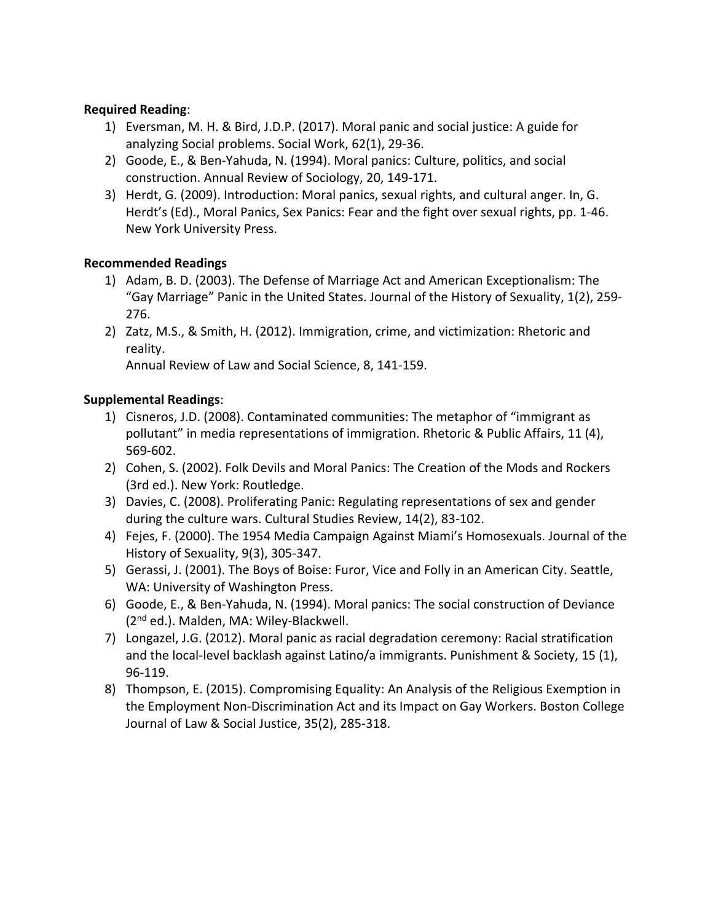**Required Reading**:

1) Eversman, M. H. & Bird, J.D.P. (2017). Moral panic and social justice: A guide for analyzing Social problems. Social Work, 62(1), 29-36.
2) Goode, E., & Ben-Yahuda, N. (1994). Moral panics: Culture, politics, and social construction. Annual Review of Sociology, 20, 149-171.
3) Herdt, G. (2009). Introduction: Moral panics, sexual rights, and cultural anger. In, G. Herdt's (Ed)., Moral Panics, Sex Panics: Fear and the fight over sexual rights, pp. 1-46. New York University Press.

**Recommended Readings**

1) Adam, B. D. (2003). The Defense of Marriage Act and American Exceptionalism: The "Gay Marriage" Panic in the United States. Journal of the History of Sexuality, 1(2), 259-276.
2) Zatz, M.S., & Smith, H. (2012). Immigration, crime, and victimization: Rhetoric and reality.
   Annual Review of Law and Social Science, 8, 141-159.

**Supplemental Readings**:

1) Cisneros, J.D. (2008). Contaminated communities: The metaphor of "immigrant as pollutant" in media representations of immigration. Rhetoric & Public Affairs, 11 (4), 569-602.
2) Cohen, S. (2002). Folk Devils and Moral Panics: The Creation of the Mods and Rockers (3rd ed.). New York: Routledge.
3) Davies, C. (2008). Proliferating Panic: Regulating representations of sex and gender during the culture wars. Cultural Studies Review, 14(2), 83-102.
4) Fejes, F. (2000). The 1954 Media Campaign Against Miami's Homosexuals. Journal of the History of Sexuality, 9(3), 305-347.
5) Gerassi, J. (2001). The Boys of Boise: Furor, Vice and Folly in an American City. Seattle, WA: University of Washington Press.
6) Goode, E., & Ben-Yahuda, N. (1994). Moral panics: The social construction of Deviance (2nd ed.). Malden, MA: Wiley-Blackwell.
7) Longazel, J.G. (2012). Moral panic as racial degradation ceremony: Racial stratification and the local-level backlash against Latino/a immigrants. Punishment & Society, 15 (1), 96-119.
8) Thompson, E. (2015). Compromising Equality: An Analysis of the Religious Exemption in the Employment Non-Discrimination Act and its Impact on Gay Workers. Boston College Journal of Law & Social Justice, 35(2), 285-318.